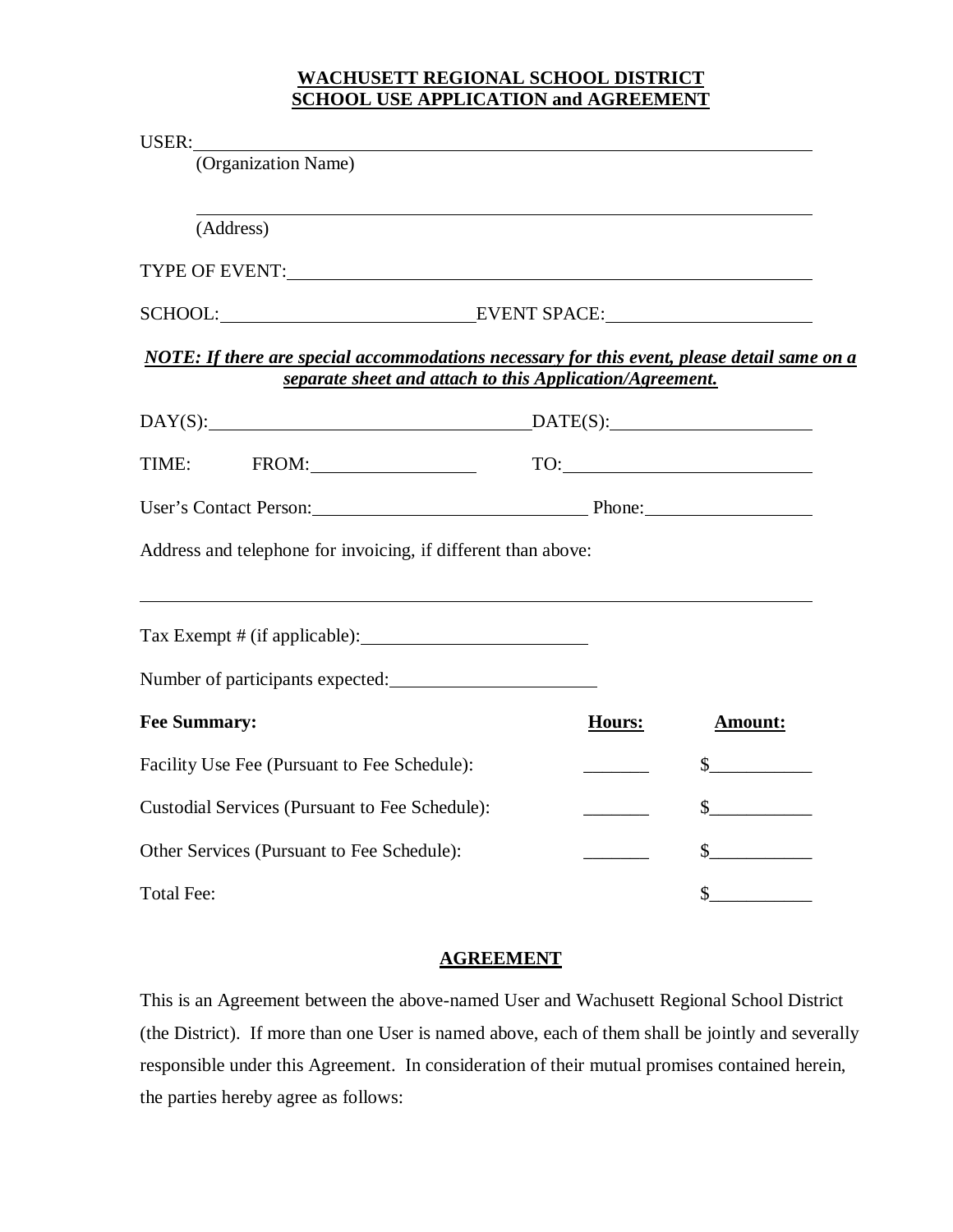# WACHUSETT REGIONAL SCHOOL DISTRICT
# SCHOOL USE APPLICATION and AGREEMENT

USER: ______________________________________________________________
(Organization Name)

______________________________________________________________
(Address)

TYPE OF EVENT: ______________________________________________________

SCHOOL: __________________________ EVENT SPACE: ______________________

***NOTE: If there are special accommodations necessary for this event, please detail same on a separate sheet and attach to this Application/Agreement.***

DAY(S): __________________________________ DATE(S): ______________________

TIME: FROM: __________________ TO: ___________________________

User's Contact Person: _____________________________ Phone: __________________

Address and telephone for invoicing, if different than above:

______________________________________________________________

Tax Exempt # (if applicable): ________________________

Number of participants expected: ______________________

| **Fee Summary:** | **Hours:** | **Amount:** |
|---|---|---|
| Facility Use Fee (Pursuant to Fee Schedule): | _______ | $___________ |
| Custodial Services (Pursuant to Fee Schedule): | _______ | $___________ |
| Other Services (Pursuant to Fee Schedule): | _______ | $___________ |
| Total Fee: | | $___________ |

## AGREEMENT

This is an Agreement between the above-named User and Wachusett Regional School District (the District). If more than one User is named above, each of them shall be jointly and severally responsible under this Agreement. In consideration of their mutual promises contained herein, the parties hereby agree as follows: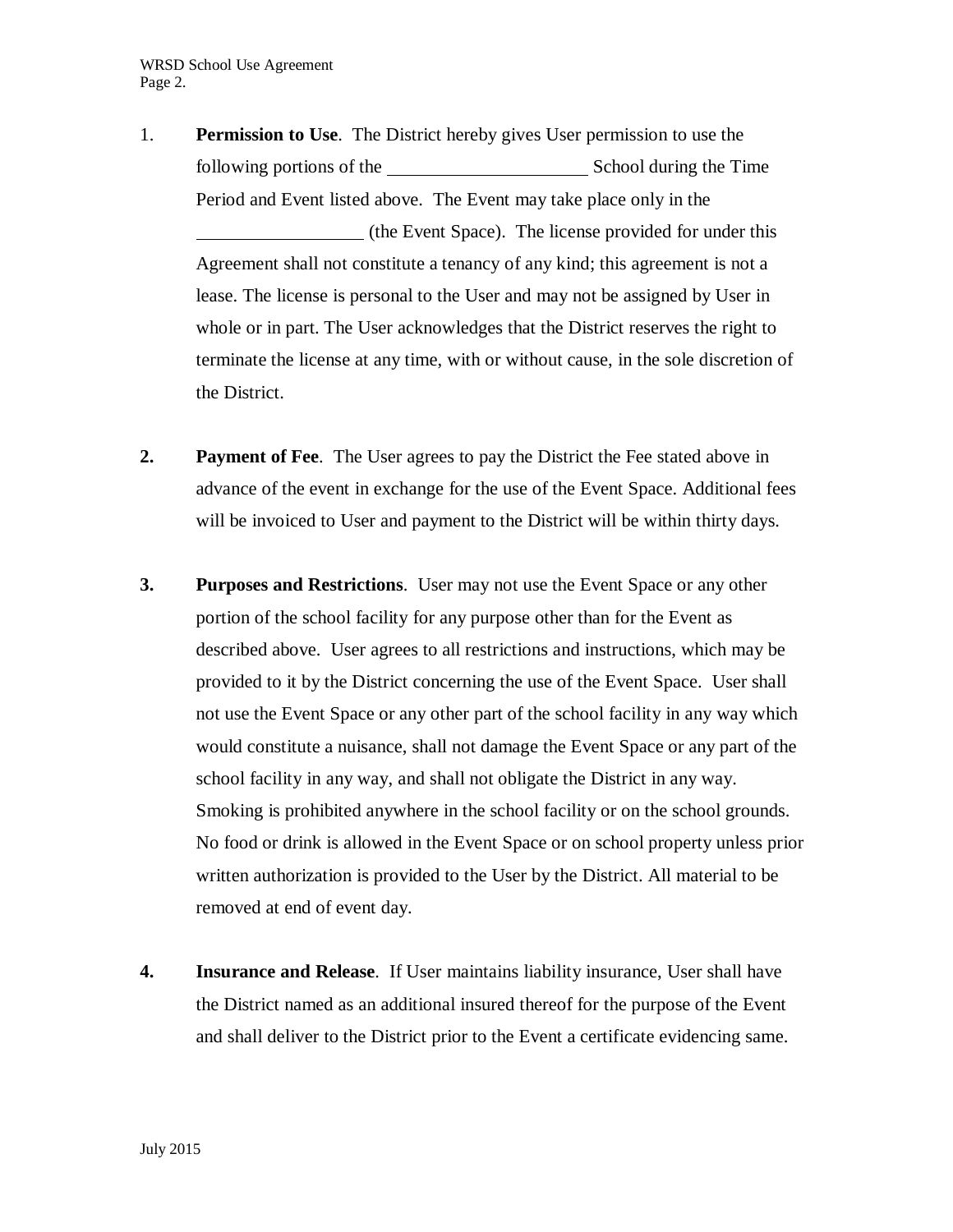1. **Permission to Use**. The District hereby gives User permission to use the following portions of the ______________________ School during the Time Period and Event listed above. The Event may take place only in the __________________ (the Event Space). The license provided for under this Agreement shall not constitute a tenancy of any kind; this agreement is not a lease. The license is personal to the User and may not be assigned by User in whole or in part. The User acknowledges that the District reserves the right to terminate the license at any time, with or without cause, in the sole discretion of the District.

2. **Payment of Fee**. The User agrees to pay the District the Fee stated above in advance of the event in exchange for the use of the Event Space. Additional fees will be invoiced to User and payment to the District will be within thirty days.

3. **Purposes and Restrictions**. User may not use the Event Space or any other portion of the school facility for any purpose other than for the Event as described above. User agrees to all restrictions and instructions, which may be provided to it by the District concerning the use of the Event Space. User shall not use the Event Space or any other part of the school facility in any way which would constitute a nuisance, shall not damage the Event Space or any part of the school facility in any way, and shall not obligate the District in any way. Smoking is prohibited anywhere in the school facility or on the school grounds. No food or drink is allowed in the Event Space or on school property unless prior written authorization is provided to the User by the District. All material to be removed at end of event day.

4. **Insurance and Release**. If User maintains liability insurance, User shall have the District named as an additional insured thereof for the purpose of the Event and shall deliver to the District prior to the Event a certificate evidencing same.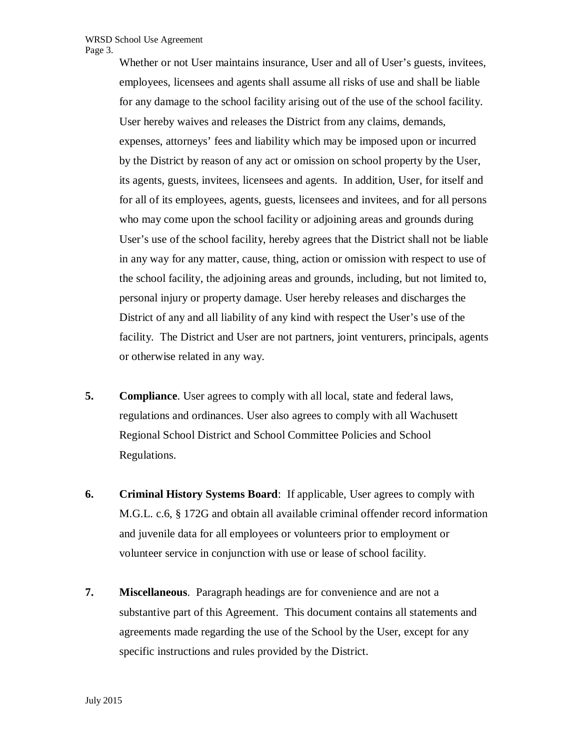Whether or not User maintains insurance, User and all of User's guests, invitees, employees, licensees and agents shall assume all risks of use and shall be liable for any damage to the school facility arising out of the use of the school facility. User hereby waives and releases the District from any claims, demands, expenses, attorneys' fees and liability which may be imposed upon or incurred by the District by reason of any act or omission on school property by the User, its agents, guests, invitees, licensees and agents. In addition, User, for itself and for all of its employees, agents, guests, licensees and invitees, and for all persons who may come upon the school facility or adjoining areas and grounds during User's use of the school facility, hereby agrees that the District shall not be liable in any way for any matter, cause, thing, action or omission with respect to use of the school facility, the adjoining areas and grounds, including, but not limited to, personal injury or property damage. User hereby releases and discharges the District of any and all liability of any kind with respect the User's use of the facility. The District and User are not partners, joint venturers, principals, agents or otherwise related in any way.

5. **Compliance**. User agrees to comply with all local, state and federal laws, regulations and ordinances. User also agrees to comply with all Wachusett Regional School District and School Committee Policies and School Regulations.

6. **Criminal History Systems Board**: If applicable, User agrees to comply with M.G.L. c.6, § 172G and obtain all available criminal offender record information and juvenile data for all employees or volunteers prior to employment or volunteer service in conjunction with use or lease of school facility.

7. **Miscellaneous**. Paragraph headings are for convenience and are not a substantive part of this Agreement. This document contains all statements and agreements made regarding the use of the School by the User, except for any specific instructions and rules provided by the District.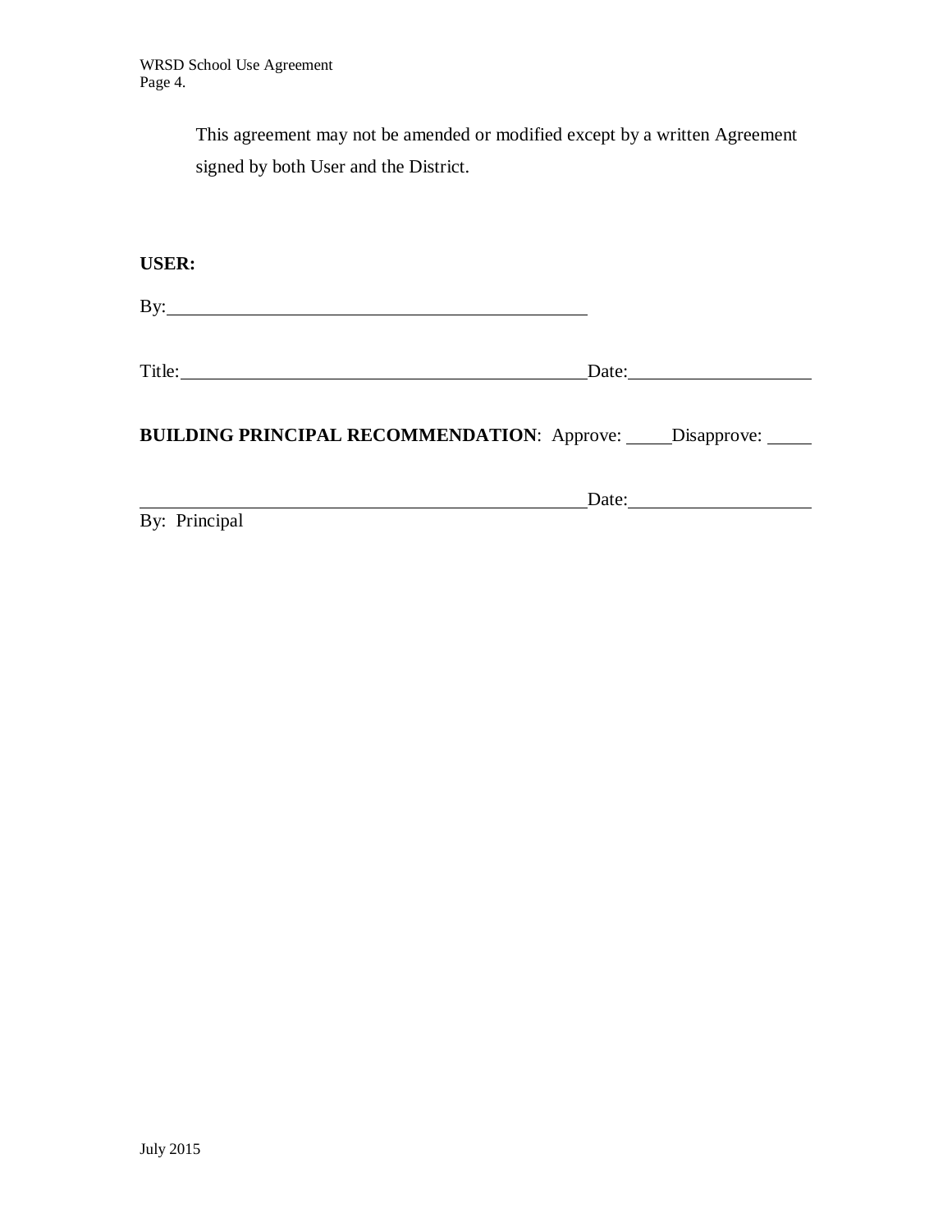This agreement may not be amended or modified except by a written Agreement signed by both User and the District.

**USER:**

By:\_\_\_\_\_\_\_\_\_\_\_\_\_\_\_\_\_\_\_\_\_\_\_\_\_\_\_\_\_\_\_\_\_\_\_\_\_\_\_\_\_\_\_\_\_\_

Title:\_\_\_\_\_\_\_\_\_\_\_\_\_\_\_\_\_\_\_\_\_\_\_\_\_\_\_\_\_\_\_\_\_\_\_\_\_\_\_\_\_\_\_Date:\_\_\_\_\_\_\_\_\_\_\_\_\_\_\_\_\_\_\_\_

**BUILDING PRINCIPAL RECOMMENDATION**: Approve: \_\_\_\_\_Disapprove: \_\_\_\_\_

\_\_\_\_\_\_\_\_\_\_\_\_\_\_\_\_\_\_\_\_\_\_\_\_\_\_\_\_\_\_\_\_\_\_\_\_\_\_\_\_\_\_\_\_\_\_\_\_Date:\_\_\_\_\_\_\_\_\_\_\_\_\_\_\_\_\_\_\_\_

By: Principal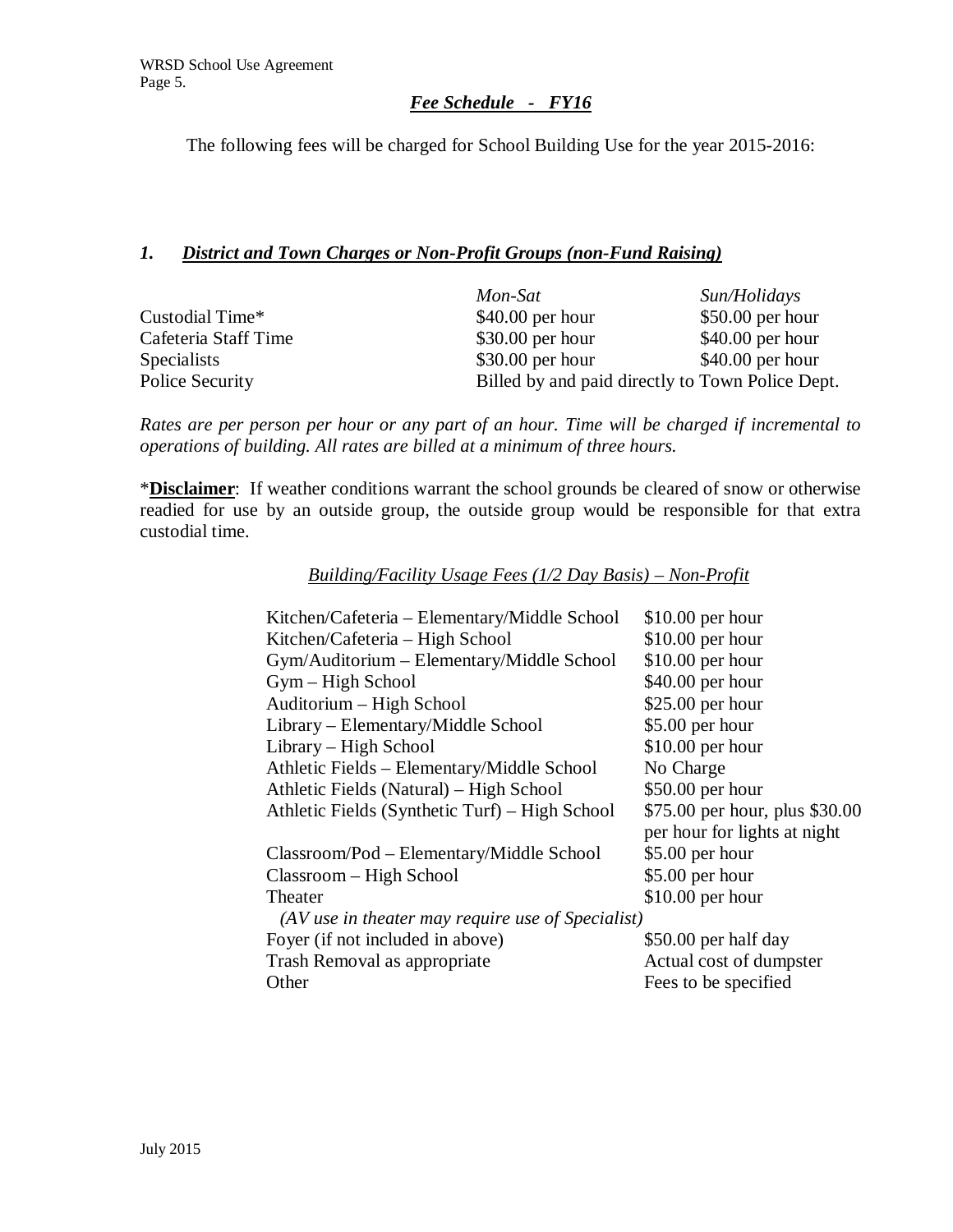## *Fee Schedule - FY16*

The following fees will be charged for School Building Use for the year 2015-2016:

### *1. District and Town Charges or Non-Profit Groups (non-Fund Raising)*

| | *Mon-Sat* | *Sun/Holidays* |
|---|---|---|
| Custodial Time* | $40.00 per hour | $50.00 per hour |
| Cafeteria Staff Time | $30.00 per hour | $40.00 per hour |
| Specialists | $30.00 per hour | $40.00 per hour |
| Police Security | Billed by and paid directly to Town Police Dept. | |

*Rates are per person per hour or any part of an hour. Time will be charged if incremental to operations of building. All rates are billed at a minimum of three hours.*

***Disclaimer**: If weather conditions warrant the school grounds be cleared of snow or otherwise readied for use by an outside group, the outside group would be responsible for that extra custodial time.

*Building/Facility Usage Fees (1/2 Day Basis) – Non-Profit*

| | |
|---|---|
| Kitchen/Cafeteria – Elementary/Middle School | $10.00 per hour |
| Kitchen/Cafeteria – High School | $10.00 per hour |
| Gym/Auditorium – Elementary/Middle School | $10.00 per hour |
| Gym – High School | $40.00 per hour |
| Auditorium – High School | $25.00 per hour |
| Library – Elementary/Middle School | $5.00 per hour |
| Library – High School | $10.00 per hour |
| Athletic Fields – Elementary/Middle School | No Charge |
| Athletic Fields (Natural) – High School | $50.00 per hour |
| Athletic Fields (Synthetic Turf) – High School | $75.00 per hour, plus $30.00 per hour for lights at night |
| Classroom/Pod – Elementary/Middle School | $5.00 per hour |
| Classroom – High School | $5.00 per hour |
| Theater | $10.00 per hour |
| *(AV use in theater may require use of Specialist)* | |
| Foyer (if not included in above) | $50.00 per half day |
| Trash Removal as appropriate | Actual cost of dumpster |
| Other | Fees to be specified |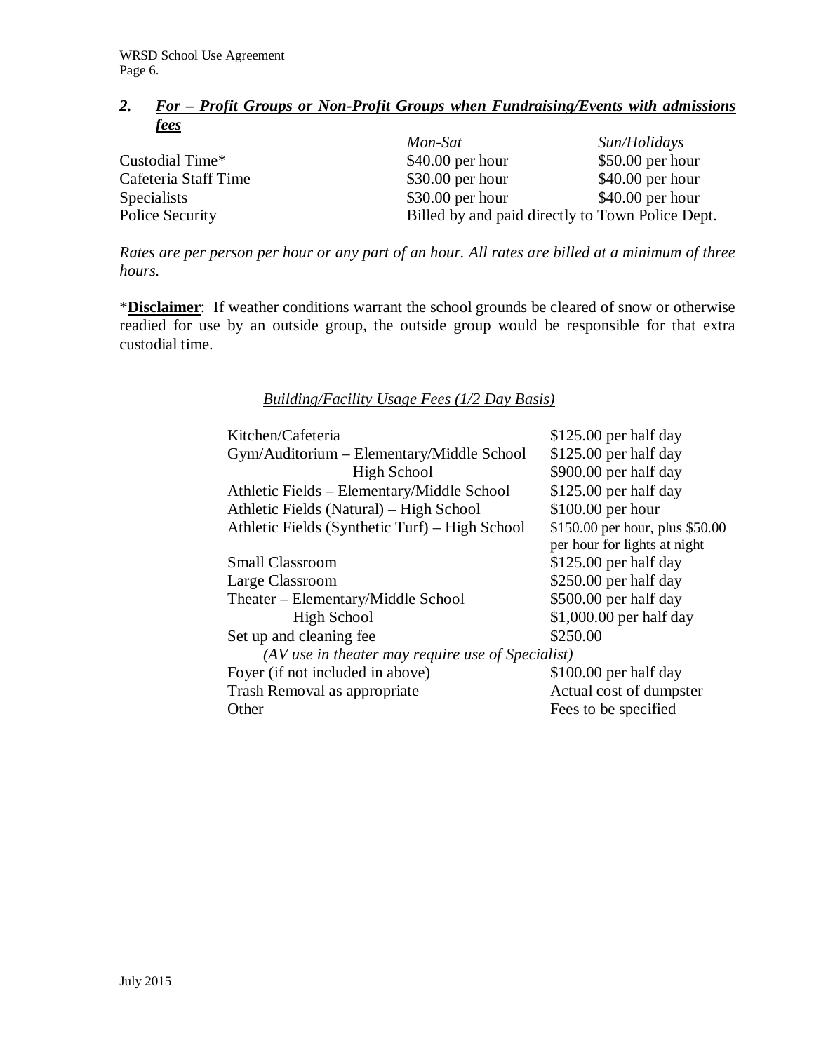## 2. *For – Profit Groups or Non-Profit Groups when Fundraising/Events with admissions fees*

| | *Mon-Sat* | *Sun/Holidays* |
|---|---|---|
| Custodial Time* | $40.00 per hour | $50.00 per hour |
| Cafeteria Staff Time | $30.00 per hour | $40.00 per hour |
| Specialists | $30.00 per hour | $40.00 per hour |
| Police Security | Billed by and paid directly to Town Police Dept. | |

*Rates are per person per hour or any part of an hour. All rates are billed at a minimum of three hours.*

*__Disclaimer__: If weather conditions warrant the school grounds be cleared of snow or otherwise readied for use by an outside group, the outside group would be responsible for that extra custodial time.

### *Building/Facility Usage Fees (1/2 Day Basis)*

| | |
|---|---|
| Kitchen/Cafeteria | $125.00 per half day |
| Gym/Auditorium – Elementary/Middle School | $125.00 per half day |
| High School | $900.00 per half day |
| Athletic Fields – Elementary/Middle School | $125.00 per half day |
| Athletic Fields (Natural) – High School | $100.00 per hour |
| Athletic Fields (Synthetic Turf) – High School | $150.00 per hour, plus $50.00 per hour for lights at night |
| Small Classroom | $125.00 per half day |
| Large Classroom | $250.00 per half day |
| Theater – Elementary/Middle School | $500.00 per half day |
| High School | $1,000.00 per half day |
| Set up and cleaning fee | $250.00 |
| *(AV use in theater may require use of Specialist)* | |
| Foyer (if not included in above) | $100.00 per half day |
| Trash Removal as appropriate | Actual cost of dumpster |
| Other | Fees to be specified |